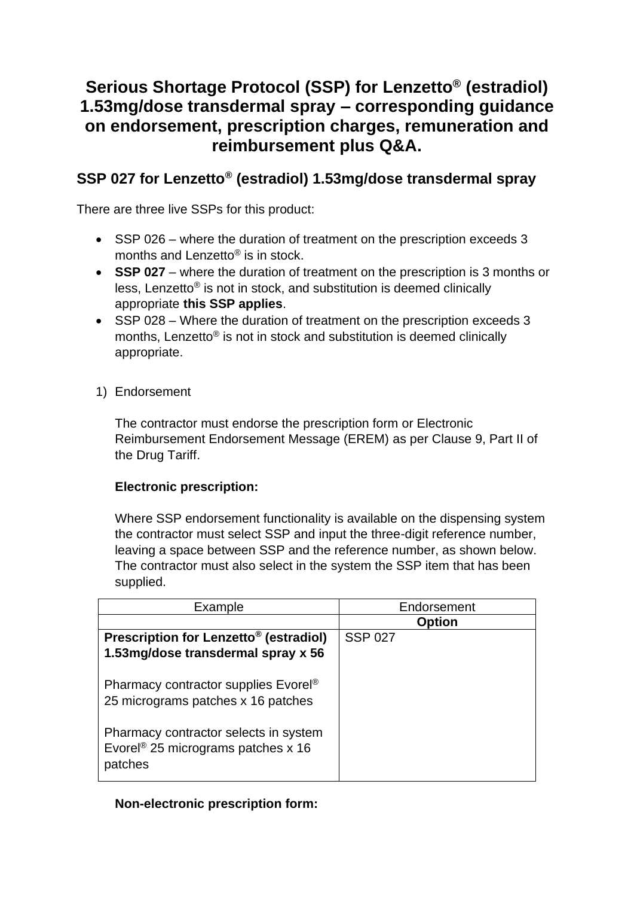# Serious Shortage Protocol (SSP) for Lenzetto® (estradiol) 1.53mg/dose transdermal spray – corresponding guidance on endorsement, prescription charges, remuneration and reimbursement plus Q&A.

## SSP 027 for Lenzetto® (estradiol) 1.53mg/dose transdermal spray

There are three live SSPs for this product:

- SSP 026 – where the duration of treatment on the prescription exceeds 3 months and Lenzetto® is in stock.
- **SSP 027** – where the duration of treatment on the prescription is 3 months or less, Lenzetto® is not in stock, and substitution is deemed clinically appropriate **this SSP applies**.
- SSP 028 – Where the duration of treatment on the prescription exceeds 3 months, Lenzetto® is not in stock and substitution is deemed clinically appropriate.

1) Endorsement

The contractor must endorse the prescription form or Electronic Reimbursement Endorsement Message (EREM) as per Clause 9, Part II of the Drug Tariff.

**Electronic prescription:**

Where SSP endorsement functionality is available on the dispensing system the contractor must select SSP and input the three-digit reference number, leaving a space between SSP and the reference number, as shown below. The contractor must also select in the system the SSP item that has been supplied.

| Example | Endorsement |
|---|---|
| | **Option** |
| **Prescription for Lenzetto® (estradiol) 1.53mg/dose transdermal spray x 56**<br><br>Pharmacy contractor supplies Evorel® 25 micrograms patches x 16 patches<br><br>Pharmacy contractor selects in system Evorel® 25 micrograms patches x 16 patches | SSP 027 |

**Non-electronic prescription form:**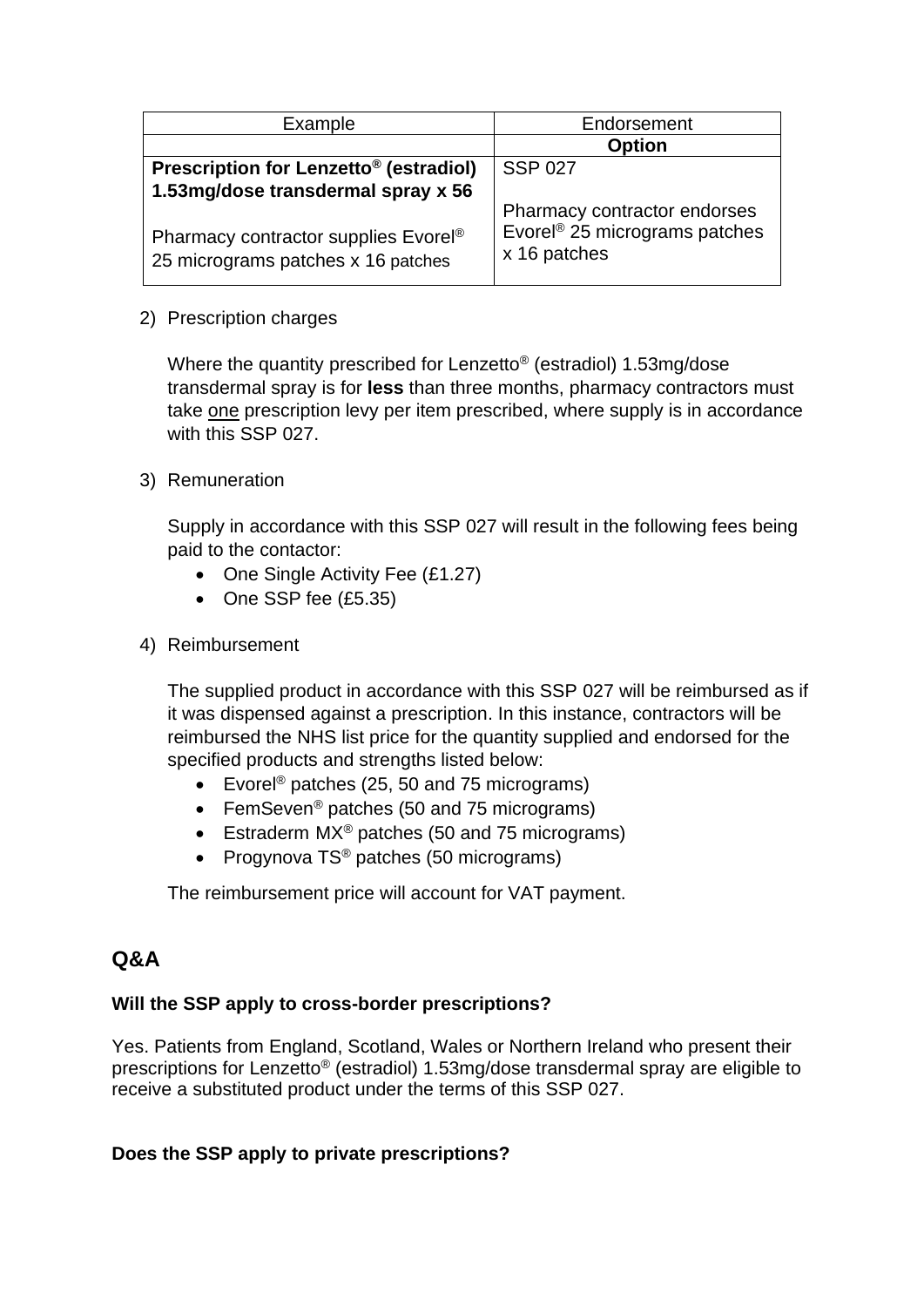| Example | Endorsement |
|---|---|
| | **Option** |
| **Prescription for Lenzetto® (estradiol) 1.53mg/dose transdermal spray x 56**<br><br>Pharmacy contractor supplies Evorel® 25 micrograms patches x 16 patches | SSP 027<br><br>Pharmacy contractor endorses Evorel® 25 micrograms patches x 16 patches |

2) Prescription charges

   Where the quantity prescribed for Lenzetto® (estradiol) 1.53mg/dose transdermal spray is for **less** than three months, pharmacy contractors must take <u>one</u> prescription levy per item prescribed, where supply is in accordance with this SSP 027.

3) Remuneration

   Supply in accordance with this SSP 027 will result in the following fees being paid to the contactor:
   - One Single Activity Fee (£1.27)
   - One SSP fee (£5.35)

4) Reimbursement

   The supplied product in accordance with this SSP 027 will be reimbursed as if it was dispensed against a prescription. In this instance, contractors will be reimbursed the NHS list price for the quantity supplied and endorsed for the specified products and strengths listed below:
   - Evorel® patches (25, 50 and 75 micrograms)
   - FemSeven® patches (50 and 75 micrograms)
   - Estraderm MX® patches (50 and 75 micrograms)
   - Progynova TS® patches (50 micrograms)

   The reimbursement price will account for VAT payment.

## Q&A

**Will the SSP apply to cross-border prescriptions?**

Yes. Patients from England, Scotland, Wales or Northern Ireland who present their prescriptions for Lenzetto® (estradiol) 1.53mg/dose transdermal spray are eligible to receive a substituted product under the terms of this SSP 027.

**Does the SSP apply to private prescriptions?**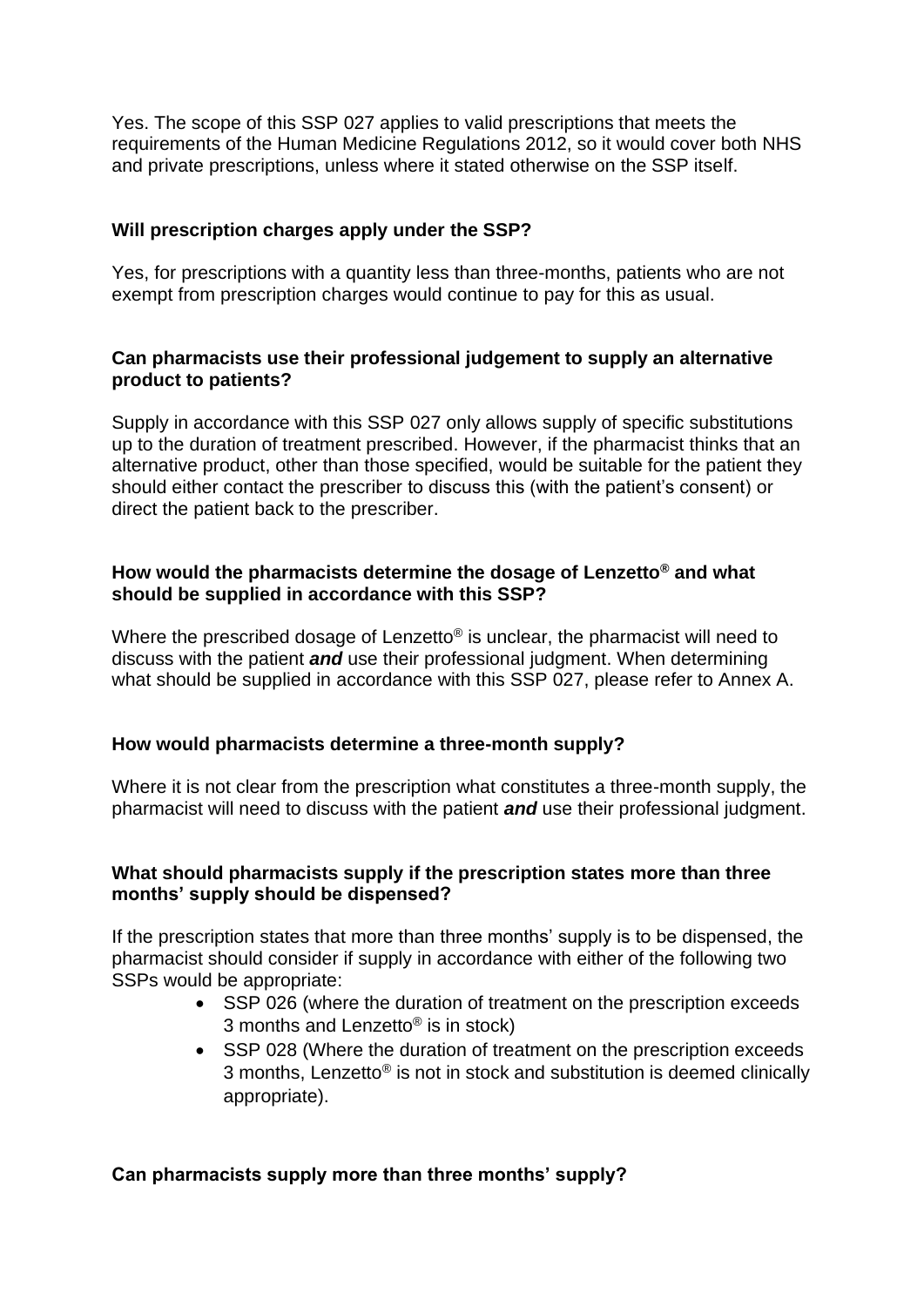Yes. The scope of this SSP 027 applies to valid prescriptions that meets the requirements of the Human Medicine Regulations 2012, so it would cover both NHS and private prescriptions, unless where it stated otherwise on the SSP itself.

**Will prescription charges apply under the SSP?**

Yes, for prescriptions with a quantity less than three-months, patients who are not exempt from prescription charges would continue to pay for this as usual.

**Can pharmacists use their professional judgement to supply an alternative product to patients?**

Supply in accordance with this SSP 027 only allows supply of specific substitutions up to the duration of treatment prescribed. However, if the pharmacist thinks that an alternative product, other than those specified, would be suitable for the patient they should either contact the prescriber to discuss this (with the patient's consent) or direct the patient back to the prescriber.

**How would the pharmacists determine the dosage of Lenzetto® and what should be supplied in accordance with this SSP?**

Where the prescribed dosage of Lenzetto® is unclear, the pharmacist will need to discuss with the patient ***and*** use their professional judgment. When determining what should be supplied in accordance with this SSP 027, please refer to Annex A.

**How would pharmacists determine a three-month supply?**

Where it is not clear from the prescription what constitutes a three-month supply, the pharmacist will need to discuss with the patient ***and*** use their professional judgment.

**What should pharmacists supply if the prescription states more than three months' supply should be dispensed?**

If the prescription states that more than three months' supply is to be dispensed, the pharmacist should consider if supply in accordance with either of the following two SSPs would be appropriate:

- SSP 026 (where the duration of treatment on the prescription exceeds 3 months and Lenzetto® is in stock)
- SSP 028 (Where the duration of treatment on the prescription exceeds 3 months, Lenzetto® is not in stock and substitution is deemed clinically appropriate).

**Can pharmacists supply more than three months' supply?**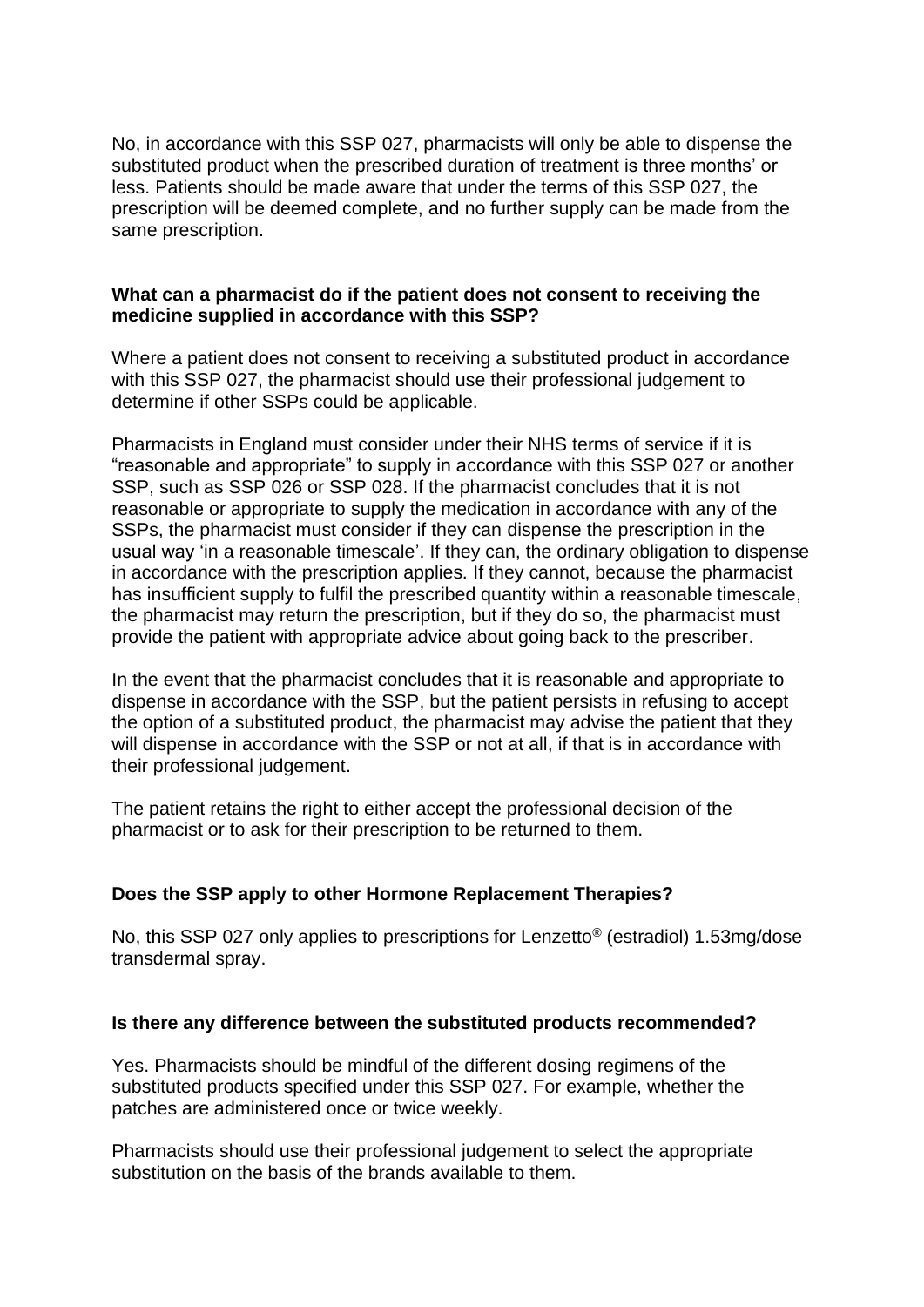No, in accordance with this SSP 027, pharmacists will only be able to dispense the substituted product when the prescribed duration of treatment is three months' or less. Patients should be made aware that under the terms of this SSP 027, the prescription will be deemed complete, and no further supply can be made from the same prescription.

**What can a pharmacist do if the patient does not consent to receiving the medicine supplied in accordance with this SSP?**

Where a patient does not consent to receiving a substituted product in accordance with this SSP 027, the pharmacist should use their professional judgement to determine if other SSPs could be applicable.

Pharmacists in England must consider under their NHS terms of service if it is "reasonable and appropriate" to supply in accordance with this SSP 027 or another SSP, such as SSP 026 or SSP 028. If the pharmacist concludes that it is not reasonable or appropriate to supply the medication in accordance with any of the SSPs, the pharmacist must consider if they can dispense the prescription in the usual way 'in a reasonable timescale'. If they can, the ordinary obligation to dispense in accordance with the prescription applies. If they cannot, because the pharmacist has insufficient supply to fulfil the prescribed quantity within a reasonable timescale, the pharmacist may return the prescription, but if they do so, the pharmacist must provide the patient with appropriate advice about going back to the prescriber.

In the event that the pharmacist concludes that it is reasonable and appropriate to dispense in accordance with the SSP, but the patient persists in refusing to accept the option of a substituted product, the pharmacist may advise the patient that they will dispense in accordance with the SSP or not at all, if that is in accordance with their professional judgement.

The patient retains the right to either accept the professional decision of the pharmacist or to ask for their prescription to be returned to them.

**Does the SSP apply to other Hormone Replacement Therapies?**

No, this SSP 027 only applies to prescriptions for Lenzetto® (estradiol) 1.53mg/dose transdermal spray.

**Is there any difference between the substituted products recommended?**

Yes. Pharmacists should be mindful of the different dosing regimens of the substituted products specified under this SSP 027. For example, whether the patches are administered once or twice weekly.

Pharmacists should use their professional judgement to select the appropriate substitution on the basis of the brands available to them.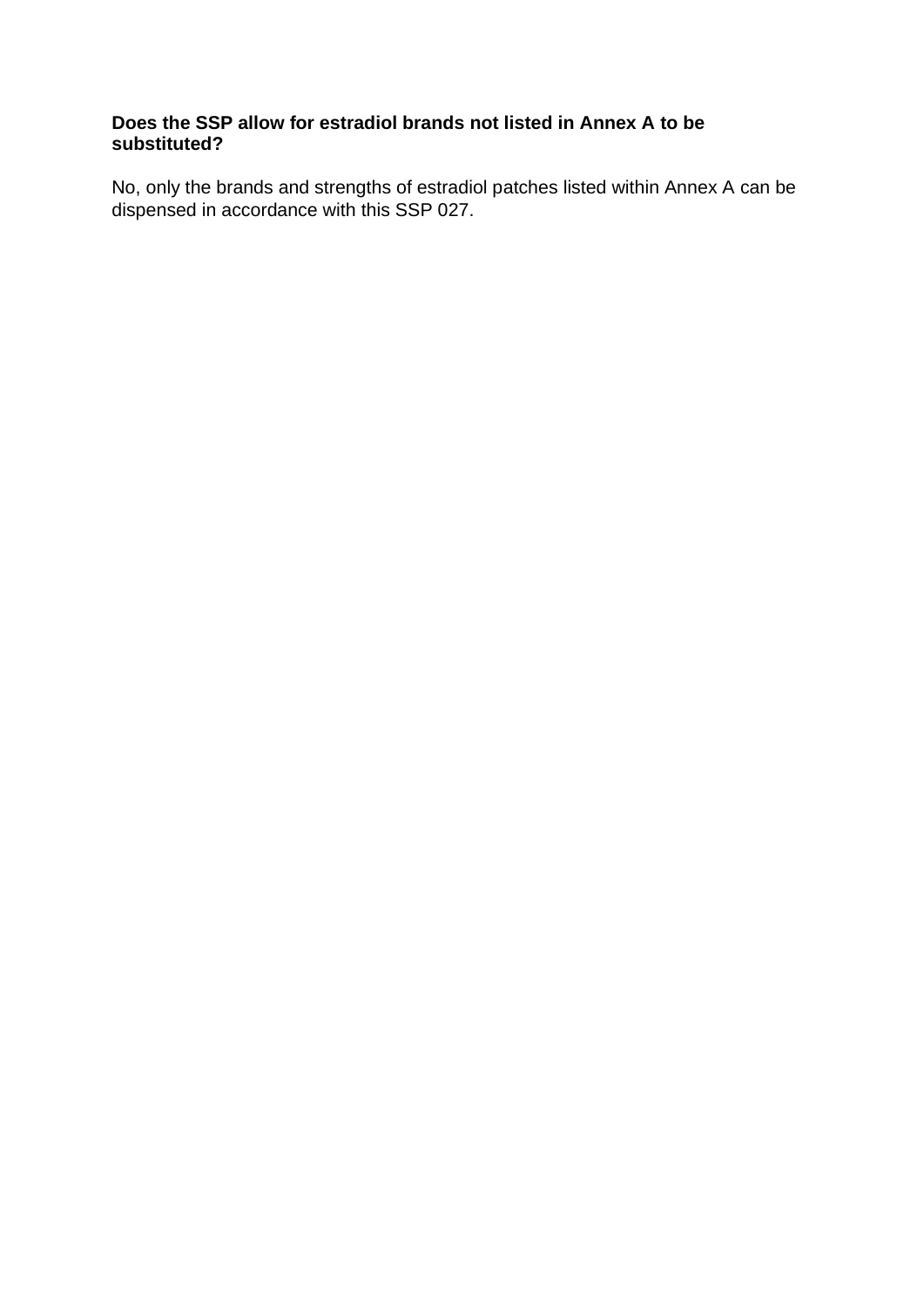**Does the SSP allow for estradiol brands not listed in Annex A to be substituted?**

No, only the brands and strengths of estradiol patches listed within Annex A can be dispensed in accordance with this SSP 027.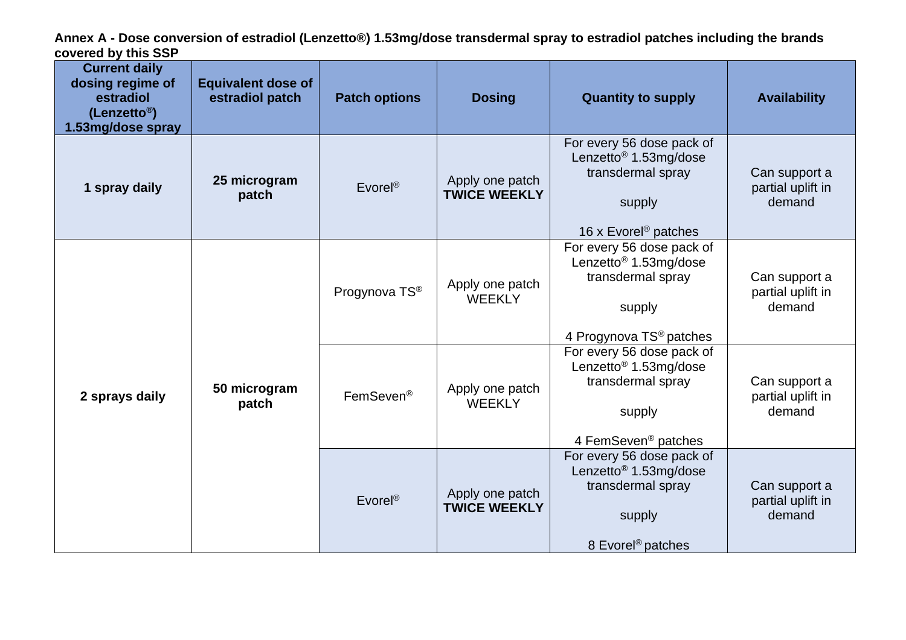**Annex A - Dose conversion of estradiol (Lenzetto®) 1.53mg/dose transdermal spray to estradiol patches including the brands covered by this SSP**

| Current daily dosing regime of estradiol (Lenzetto®) 1.53mg/dose spray | Equivalent dose of estradiol patch | Patch options | Dosing | Quantity to supply | Availability |
|---|---|---|---|---|---|
| **1 spray daily** | **25 microgram patch** | Evorel® | Apply one patch **TWICE WEEKLY** | For every 56 dose pack of Lenzetto® 1.53mg/dose transdermal spray supply 16 x Evorel® patches | Can support a partial uplift in demand |
| **2 sprays daily** | **50 microgram patch** | Progynova TS® | Apply one patch WEEKLY | For every 56 dose pack of Lenzetto® 1.53mg/dose transdermal spray supply 4 Progynova TS® patches | Can support a partial uplift in demand |
| | | FemSeven® | Apply one patch WEEKLY | For every 56 dose pack of Lenzetto® 1.53mg/dose transdermal spray supply 4 FemSeven® patches | Can support a partial uplift in demand |
| | | Evorel® | Apply one patch **TWICE WEEKLY** | For every 56 dose pack of Lenzetto® 1.53mg/dose transdermal spray supply 8 Evorel® patches | Can support a partial uplift in demand |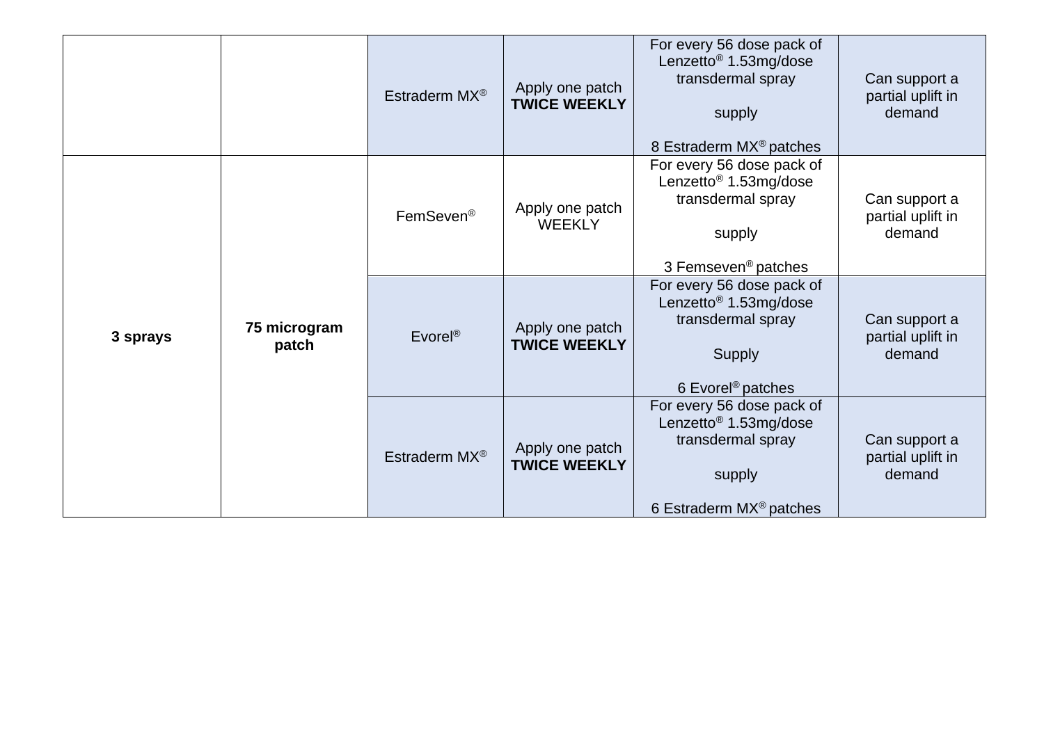| | | | | | |
|---|---|---|---|---|---|
| | | Estraderm MX® | Apply one patch **TWICE WEEKLY** | For every 56 dose pack of Lenzetto® 1.53mg/dose transdermal spray<br><br>supply<br><br>8 Estraderm MX® patches | Can support a partial uplift in demand |
| **3 sprays** | **75 microgram patch** | FemSeven® | Apply one patch WEEKLY | For every 56 dose pack of Lenzetto® 1.53mg/dose transdermal spray<br><br>supply<br><br>3 Femseven® patches | Can support a partial uplift in demand |
| | | Evorel® | Apply one patch **TWICE WEEKLY** | For every 56 dose pack of Lenzetto® 1.53mg/dose transdermal spray<br><br>Supply<br><br>6 Evorel® patches | Can support a partial uplift in demand |
| | | Estraderm MX® | Apply one patch **TWICE WEEKLY** | For every 56 dose pack of Lenzetto® 1.53mg/dose transdermal spray<br><br>supply<br><br>6 Estraderm MX® patches | Can support a partial uplift in demand |